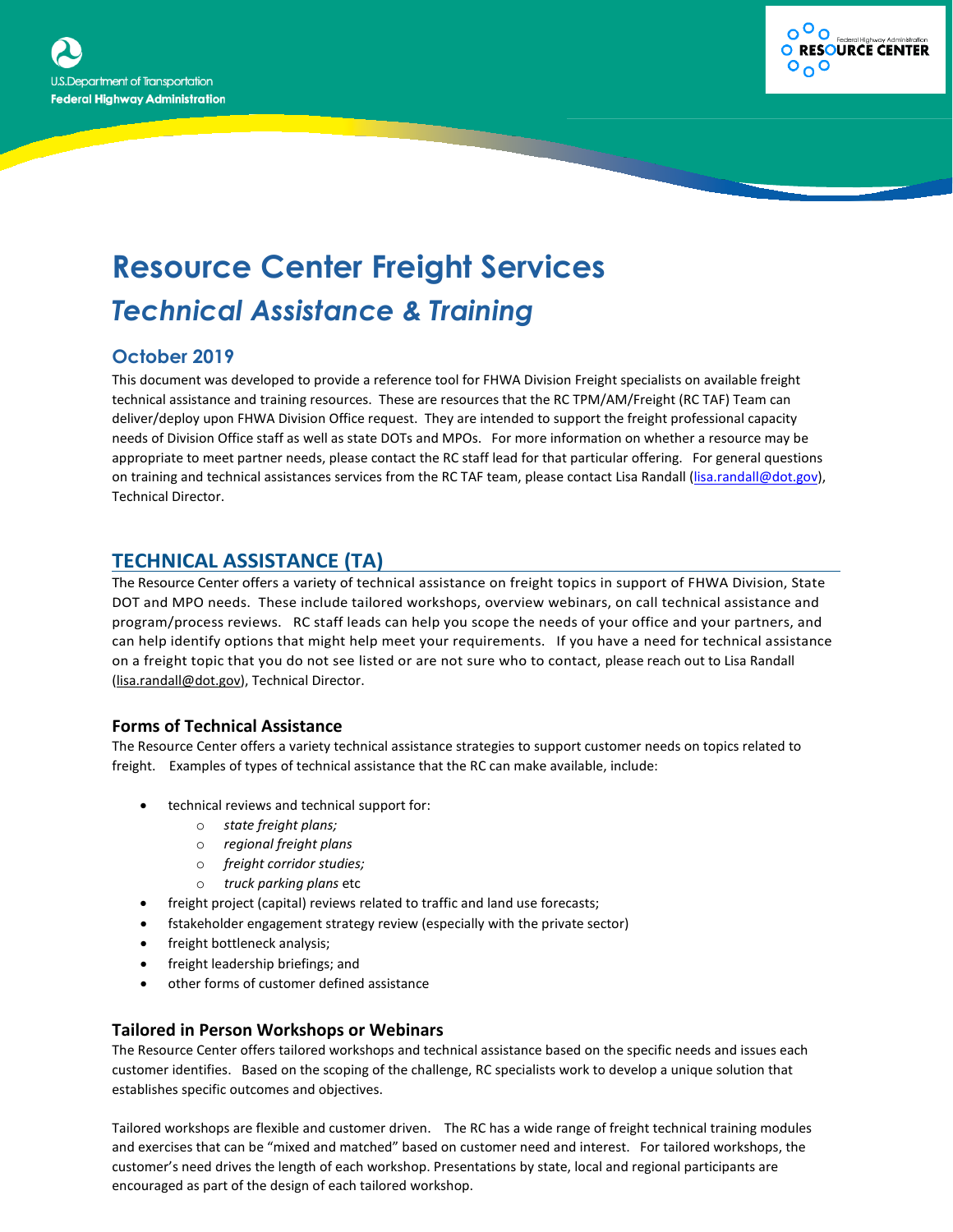# Resource Center Freight Services

## *Technical Assistance & Training*

### October 2019

This document was developed to provide a reference tool for FHWA Division Freight specialists on available freight technical assistance and training resources. These are resources that the RC TPM/AM/Freight (RC TAF) Team can deliver/deploy upon FHWA Division Office request. They are intended to support the freight professional capacity needs of Division Office staff as well as state DOTs and MPOs. For more information on whether a resource may be appropriate to meet partner needs, please contact the RC staff lead for that particular offering. For general questions on training and technical assistances services from the RC TAF team, please contact Lisa Randall (lisa.randall@dot.gov), Technical Director.

## TECHNICAL ASSISTANCE (TA)

The Resource Center offers a variety of technical assistance on freight topics in support of FHWA Division, State DOT and MPO needs. These include tailored workshops, overview webinars, on call technical assistance and program/process reviews. RC staff leads can help you scope the needs of your office and your partners, and can help identify options that might help meet your requirements. If you have a need for technical assistance on a freight topic that you do not see listed or are not sure who to contact, please reach out to Lisa Randall (lisa.randall@dot.gov), Technical Director.

### Forms of Technical Assistance

The Resource Center offers a variety technical assistance strategies to support customer needs on topics related to freight. Examples of types of technical assistance that the RC can make available, include:

- technical reviews and technical support for:
  - *state freight plans;*
  - *regional freight plans*
  - *freight corridor studies;*
  - *truck parking plans* etc
- freight project (capital) reviews related to traffic and land use forecasts;
- fstakeholder engagement strategy review (especially with the private sector)
- freight bottleneck analysis;
- freight leadership briefings; and
- other forms of customer defined assistance

### Tailored in Person Workshops or Webinars

The Resource Center offers tailored workshops and technical assistance based on the specific needs and issues each customer identifies. Based on the scoping of the challenge, RC specialists work to develop a unique solution that establishes specific outcomes and objectives.

Tailored workshops are flexible and customer driven. The RC has a wide range of freight technical training modules and exercises that can be "mixed and matched" based on customer need and interest. For tailored workshops, the customer's need drives the length of each workshop. Presentations by state, local and regional participants are encouraged as part of the design of each tailored workshop.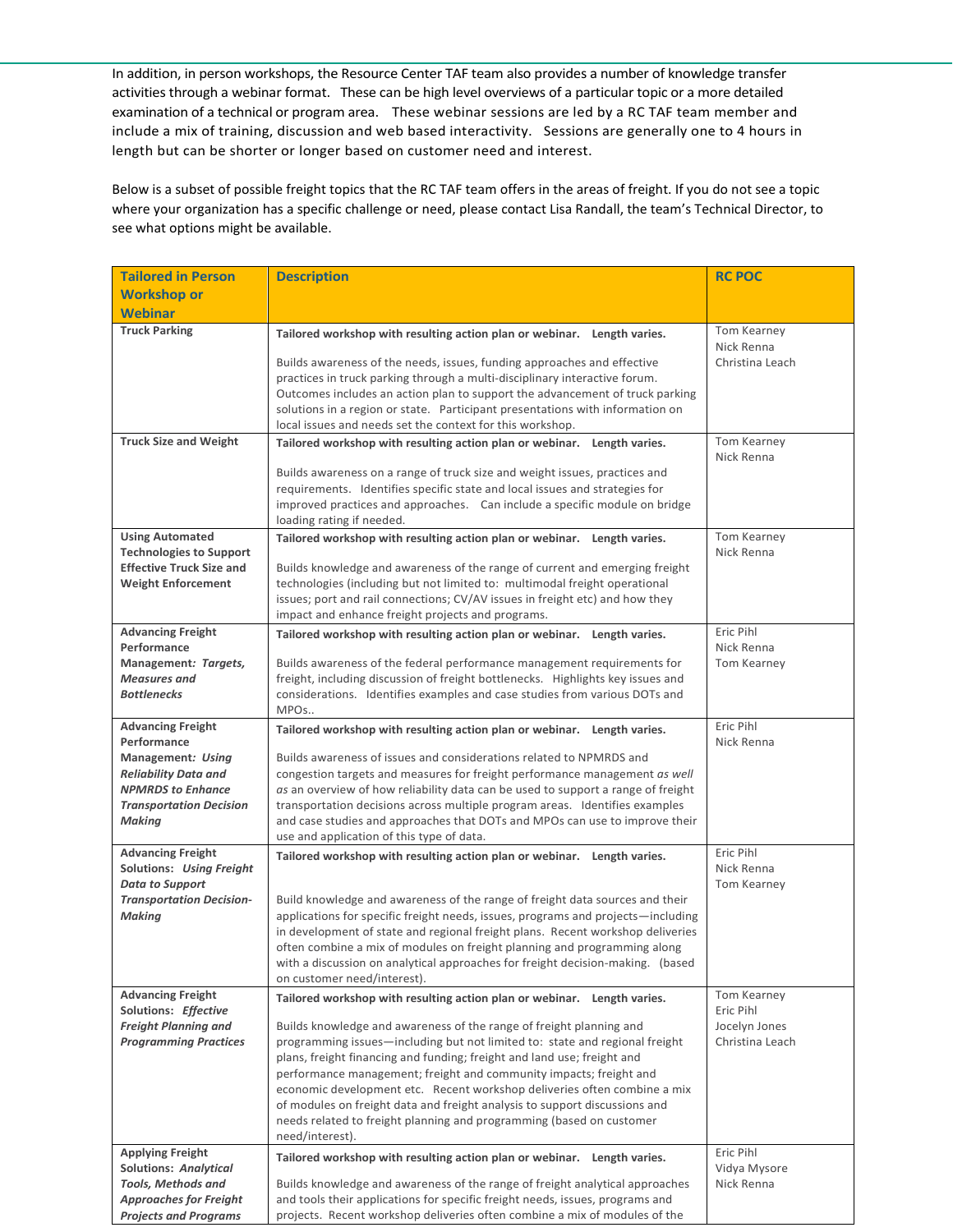In addition, in person workshops, the Resource Center TAF team also provides a number of knowledge transfer activities through a webinar format. These can be high level overviews of a particular topic or a more detailed examination of a technical or program area. These webinar sessions are led by a RC TAF team member and include a mix of training, discussion and web based interactivity. Sessions are generally one to 4 hours in length but can be shorter or longer based on customer need and interest.

Below is a subset of possible freight topics that the RC TAF team offers in the areas of freight. If you do not see a topic where your organization has a specific challenge or need, please contact Lisa Randall, the team's Technical Director, to see what options might be available.

| Tailored in Person Workshop or Webinar | Description | RC POC |
|---|---|---|
| **Truck Parking** | **Tailored workshop with resulting action plan or webinar. Length varies.**<br><br>Builds awareness of the needs, issues, funding approaches and effective practices in truck parking through a multi-disciplinary interactive forum. Outcomes includes an action plan to support the advancement of truck parking solutions in a region or state. Participant presentations with information on local issues and needs set the context for this workshop. | Tom Kearney<br>Nick Renna<br>Christina Leach |
| **Truck Size and Weight** | **Tailored workshop with resulting action plan or webinar. Length varies.**<br><br>Builds awareness on a range of truck size and weight issues, practices and requirements. Identifies specific state and local issues and strategies for improved practices and approaches. Can include a specific module on bridge loading rating if needed. | Tom Kearney<br>Nick Renna |
| **Using Automated Technologies to Support Effective Truck Size and Weight Enforcement** | **Tailored workshop with resulting action plan or webinar. Length varies.**<br><br>Builds knowledge and awareness of the range of current and emerging freight technologies (including but not limited to: multimodal freight operational issues; port and rail connections; CV/AV issues in freight etc) and how they impact and enhance freight projects and programs. | Tom Kearney<br>Nick Renna |
| **Advancing Freight Performance Management:** ***Targets, Measures and Bottlenecks*** | **Tailored workshop with resulting action plan or webinar. Length varies.**<br><br>Builds awareness of the federal performance management requirements for freight, including discussion of freight bottlenecks. Highlights key issues and considerations. Identifies examples and case studies from various DOTs and MPOs.. | Eric Pihl<br>Nick Renna<br>Tom Kearney |
| **Advancing Freight Performance Management:** ***Using Reliability Data and NPMRDS to Enhance Transportation Decision Making*** | **Tailored workshop with resulting action plan or webinar. Length varies.**<br><br>Builds awareness of issues and considerations related to NPMRDS and congestion targets and measures for freight performance management *as well as* an overview of how reliability data can be used to support a range of freight transportation decisions across multiple program areas. Identifies examples and case studies and approaches that DOTs and MPOs can use to improve their use and application of this type of data. | Eric Pihl<br>Nick Renna |
| **Advancing Freight Solutions:** ***Using Freight Data to Support Transportation Decision-Making*** | **Tailored workshop with resulting action plan or webinar. Length varies.**<br><br>Build knowledge and awareness of the range of freight data sources and their applications for specific freight needs, issues, programs and projects—including in development of state and regional freight plans. Recent workshop deliveries often combine a mix of modules on freight planning and programming along with a discussion on analytical approaches for freight decision-making. (based on customer need/interest). | Eric Pihl<br>Nick Renna<br>Tom Kearney |
| **Advancing Freight Solutions:** ***Effective Freight Planning and Programming Practices*** | **Tailored workshop with resulting action plan or webinar. Length varies.**<br><br>Builds knowledge and awareness of the range of freight planning and programming issues—including but not limited to: state and regional freight plans, freight financing and funding; freight and land use; freight and performance management; freight and community impacts; freight and economic development etc. Recent workshop deliveries often combine a mix of modules on freight data and freight analysis to support discussions and needs related to freight planning and programming (based on customer need/interest). | Tom Kearney<br>Eric Pihl<br>Jocelyn Jones<br>Christina Leach |
| **Applying Freight Solutions:** ***Analytical Tools, Methods and Approaches for Freight Projects and Programs*** | **Tailored workshop with resulting action plan or webinar. Length varies.**<br><br>Builds knowledge and awareness of the range of freight analytical approaches and tools their applications for specific freight needs, issues, programs and projects. Recent workshop deliveries often combine a mix of modules of the | Eric Pihl<br>Vidya Mysore<br>Nick Renna |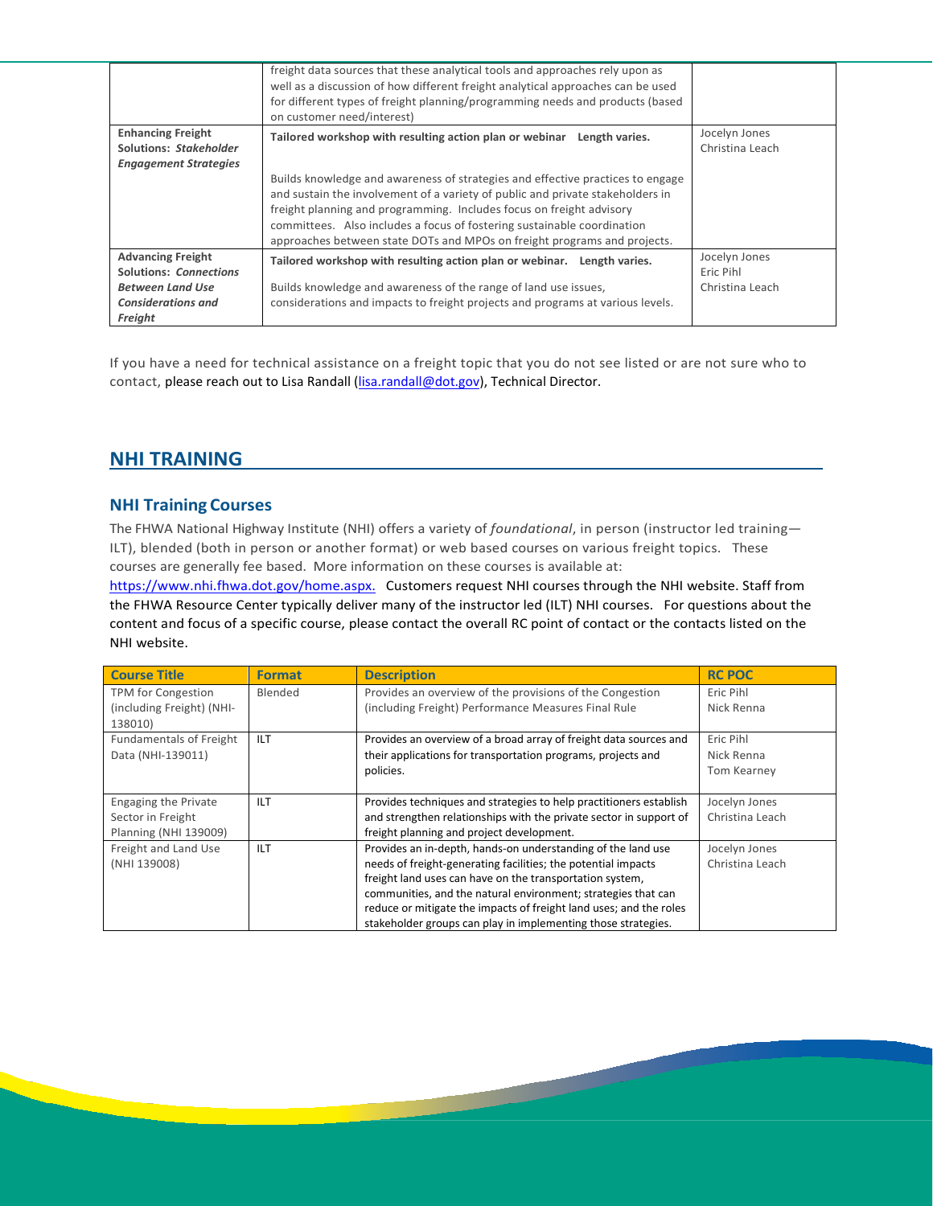| | | |
|---|---|---|
| | freight data sources that these analytical tools and approaches rely upon as well as a discussion of how different freight analytical approaches can be used for different types of freight planning/programming needs and products (based on customer need/interest) | |
| **Enhancing Freight Solutions: *Stakeholder Engagement Strategies*** | **Tailored workshop with resulting action plan or webinar Length varies.**<br><br>Builds knowledge and awareness of strategies and effective practices to engage and sustain the involvement of a variety of public and private stakeholders in freight planning and programming. Includes focus on freight advisory committees. Also includes a focus of fostering sustainable coordination approaches between state DOTs and MPOs on freight programs and projects. | Jocelyn Jones<br>Christina Leach |
| **Advancing Freight Solutions: *Connections Between Land Use Considerations and Freight*** | **Tailored workshop with resulting action plan or webinar. Length varies.**<br><br>Builds knowledge and awareness of the range of land use issues, considerations and impacts to freight projects and programs at various levels. | Jocelyn Jones<br>Eric Pihl<br>Christina Leach |

If you have a need for technical assistance on a freight topic that you do not see listed or are not sure who to contact, please reach out to Lisa Randall (lisa.randall@dot.gov), Technical Director.

## NHI TRAINING

### NHI Training Courses

The FHWA National Highway Institute (NHI) offers a variety of *foundational*, in person (instructor led training—ILT), blended (both in person or another format) or web based courses on various freight topics. These courses are generally fee based. More information on these courses is available at: https://www.nhi.fhwa.dot.gov/home.aspx. Customers request NHI courses through the NHI website. Staff from the FHWA Resource Center typically deliver many of the instructor led (ILT) NHI courses. For questions about the content and focus of a specific course, please contact the overall RC point of contact or the contacts listed on the NHI website.

| Course Title | Format | Description | RC POC |
|---|---|---|---|
| TPM for Congestion (including Freight) (NHI-138010) | Blended | Provides an overview of the provisions of the Congestion (including Freight) Performance Measures Final Rule | Eric Pihl<br>Nick Renna |
| Fundamentals of Freight Data (NHI-139011) | ILT | Provides an overview of a broad array of freight data sources and their applications for transportation programs, projects and policies. | Eric Pihl<br>Nick Renna<br>Tom Kearney |
| Engaging the Private Sector in Freight Planning (NHI 139009) | ILT | Provides techniques and strategies to help practitioners establish and strengthen relationships with the private sector in support of freight planning and project development. | Jocelyn Jones<br>Christina Leach |
| Freight and Land Use (NHI 139008) | ILT | Provides an in-depth, hands-on understanding of the land use needs of freight-generating facilities; the potential impacts freight land uses can have on the transportation system, communities, and the natural environment; strategies that can reduce or mitigate the impacts of freight land uses; and the roles stakeholder groups can play in implementing those strategies. | Jocelyn Jones<br>Christina Leach |